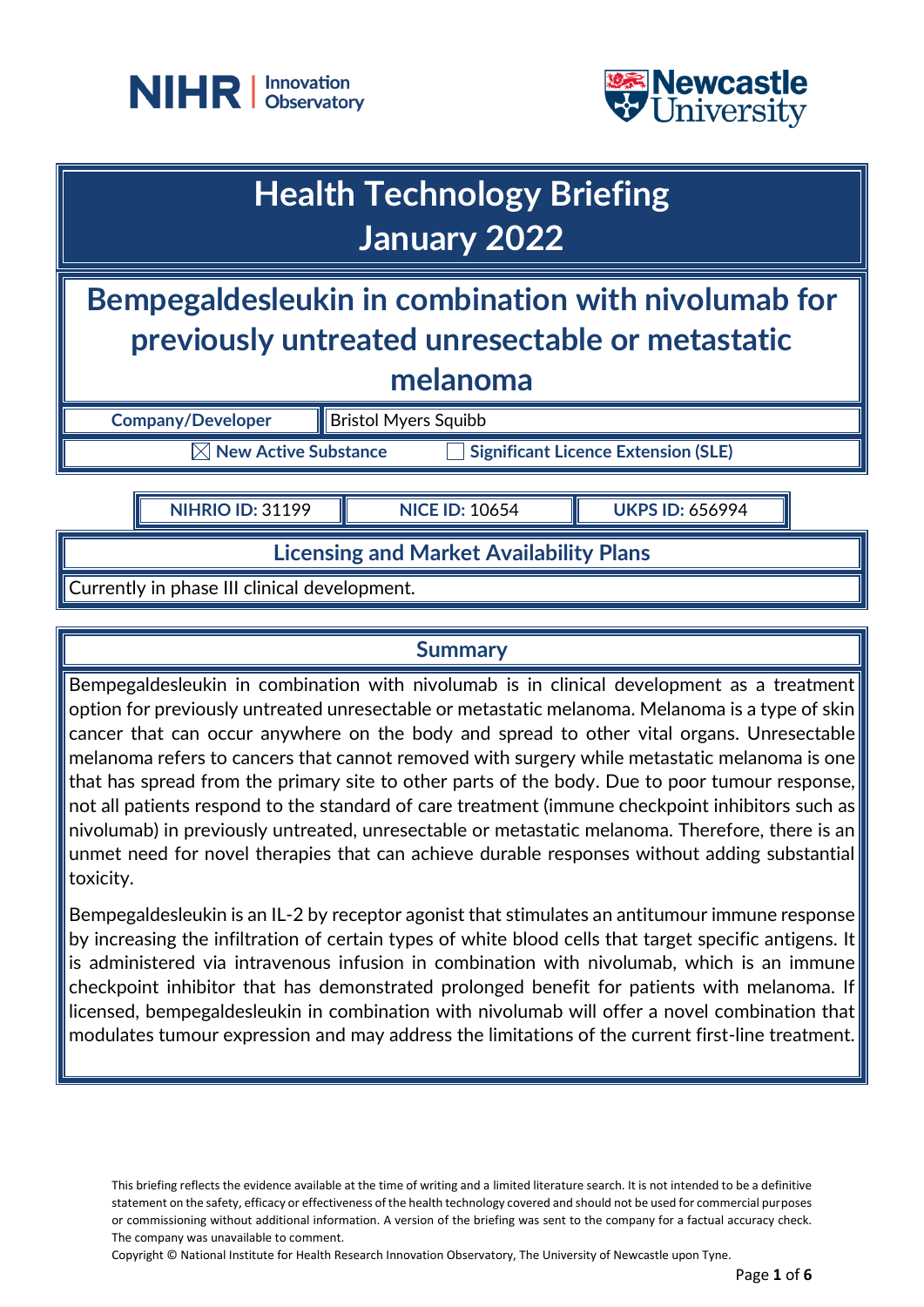NIHR | Innovation Observatory

Newcastle University

# Health Technology Briefing
# January 2022

## Bempegaldesleukin in combination with nivolumab for previously untreated unresectable or metastatic melanoma

| Company/Developer | Bristol Myers Squibb |
|---|---|
| ☒ New Active Substance | ☐ Significant Licence Extension (SLE) |

| NIHRIO ID: 31199 | NICE ID: 10654 | UKPS ID: 656994 |
|---|---|---|

### Licensing and Market Availability Plans

Currently in phase III clinical development.

### Summary

Bempegaldesleukin in combination with nivolumab is in clinical development as a treatment option for previously untreated unresectable or metastatic melanoma. Melanoma is a type of skin cancer that can occur anywhere on the body and spread to other vital organs. Unresectable melanoma refers to cancers that cannot removed with surgery while metastatic melanoma is one that has spread from the primary site to other parts of the body. Due to poor tumour response, not all patients respond to the standard of care treatment (immune checkpoint inhibitors such as nivolumab) in previously untreated, unresectable or metastatic melanoma. Therefore, there is an unmet need for novel therapies that can achieve durable responses without adding substantial toxicity.

Bempegaldesleukin is an IL-2 by receptor agonist that stimulates an antitumour immune response by increasing the infiltration of certain types of white blood cells that target specific antigens. It is administered via intravenous infusion in combination with nivolumab, which is an immune checkpoint inhibitor that has demonstrated prolonged benefit for patients with melanoma. If licensed, bempegaldesleukin in combination with nivolumab will offer a novel combination that modulates tumour expression and may address the limitations of the current first-line treatment.

This briefing reflects the evidence available at the time of writing and a limited literature search. It is not intended to be a definitive statement on the safety, efficacy or effectiveness of the health technology covered and should not be used for commercial purposes or commissioning without additional information. A version of the briefing was sent to the company for a factual accuracy check. The company was unavailable to comment.

Copyright © National Institute for Health Research Innovation Observatory, The University of Newcastle upon Tyne.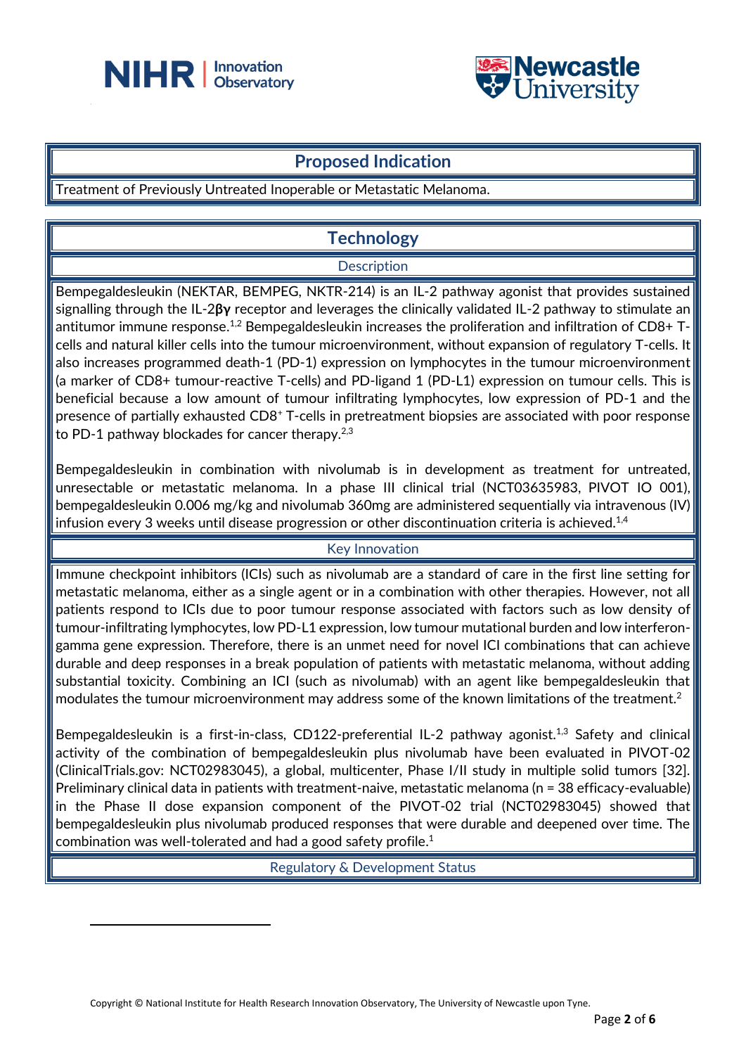## Proposed Indication

Treatment of Previously Untreated Inoperable or Metastatic Melanoma.

## Technology

### Description

Bempegaldesleukin (NEKTAR, BEMPEG, NKTR-214) is an IL-2 pathway agonist that provides sustained signalling through the IL-2**βγ** receptor and leverages the clinically validated IL-2 pathway to stimulate an antitumor immune response.[1,2] Bempegaldesleukin increases the proliferation and infiltration of CD8+ T-cells and natural killer cells into the tumour microenvironment, without expansion of regulatory T-cells. It also increases programmed death-1 (PD-1) expression on lymphocytes in the tumour microenvironment (a marker of CD8+ tumour-reactive T-cells) and PD-ligand 1 (PD-L1) expression on tumour cells. This is beneficial because a low amount of tumour infiltrating lymphocytes, low expression of PD-1 and the presence of partially exhausted $CD8^+$ T-cells in pretreatment biopsies are associated with poor response to PD-1 pathway blockades for cancer therapy.[2,3]

Bempegaldesleukin in combination with nivolumab is in development as treatment for untreated, unresectable or metastatic melanoma. In a phase III clinical trial (NCT03635983, PIVOT IO 001), bempegaldesleukin 0.006 mg/kg and nivolumab 360mg are administered sequentially via intravenous (IV) infusion every 3 weeks until disease progression or other discontinuation criteria is achieved.[1,4]

### Key Innovation

Immune checkpoint inhibitors (ICIs) such as nivolumab are a standard of care in the first line setting for metastatic melanoma, either as a single agent or in a combination with other therapies. However, not all patients respond to ICIs due to poor tumour response associated with factors such as low density of tumour-infiltrating lymphocytes, low PD-L1 expression, low tumour mutational burden and low interferon-gamma gene expression. Therefore, there is an unmet need for novel ICI combinations that can achieve durable and deep responses in a break population of patients with metastatic melanoma, without adding substantial toxicity. Combining an ICI (such as nivolumab) with an agent like bempegaldesleukin that modulates the tumour microenvironment may address some of the known limitations of the treatment.[2]

Bempegaldesleukin is a first-in-class, CD122-preferential IL-2 pathway agonist.[1,3] Safety and clinical activity of the combination of bempegaldesleukin plus nivolumab have been evaluated in PIVOT-02 (ClinicalTrials.gov: NCT02983045), a global, multicenter, Phase I/II study in multiple solid tumors [32]. Preliminary clinical data in patients with treatment-naive, metastatic melanoma (n = 38 efficacy-evaluable) in the Phase II dose expansion component of the PIVOT-02 trial (NCT02983045) showed that bempegaldesleukin plus nivolumab produced responses that were durable and deepened over time. The combination was well-tolerated and had a good safety profile.[1]

### Regulatory & Development Status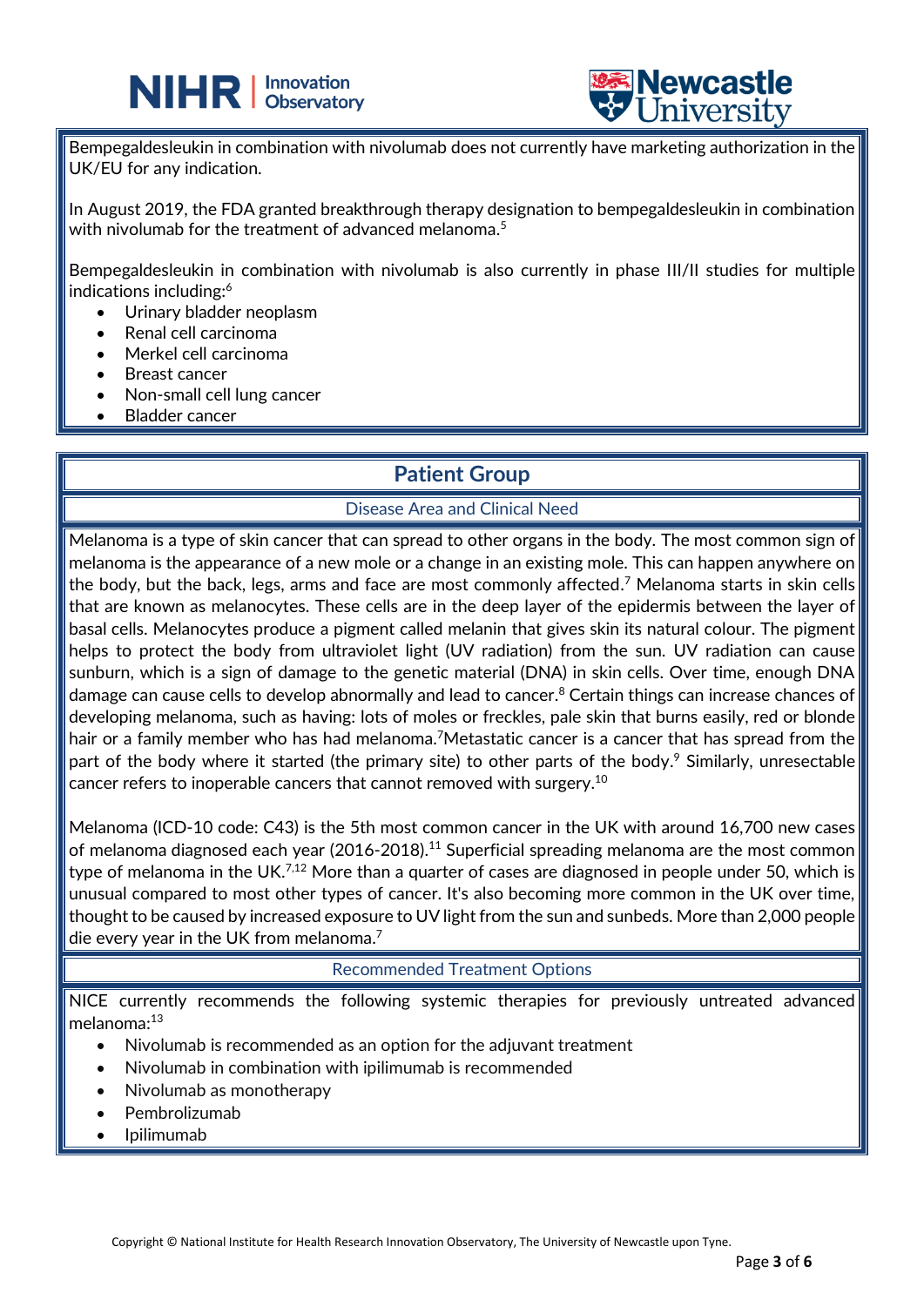Bempegaldesleukin in combination with nivolumab does not currently have marketing authorization in the UK/EU for any indication.

In August 2019, the FDA granted breakthrough therapy designation to bempegaldesleukin in combination with nivolumab for the treatment of advanced melanoma.[5]

Bempegaldesleukin in combination with nivolumab is also currently in phase III/II studies for multiple indications including:[6]

- Urinary bladder neoplasm
- Renal cell carcinoma
- Merkel cell carcinoma
- Breast cancer
- Non-small cell lung cancer
- Bladder cancer

## Patient Group

### Disease Area and Clinical Need

Melanoma is a type of skin cancer that can spread to other organs in the body. The most common sign of melanoma is the appearance of a new mole or a change in an existing mole. This can happen anywhere on the body, but the back, legs, arms and face are most commonly affected.[7] Melanoma starts in skin cells that are known as melanocytes. These cells are in the deep layer of the epidermis between the layer of basal cells. Melanocytes produce a pigment called melanin that gives skin its natural colour. The pigment helps to protect the body from ultraviolet light (UV radiation) from the sun. UV radiation can cause sunburn, which is a sign of damage to the genetic material (DNA) in skin cells. Over time, enough DNA damage can cause cells to develop abnormally and lead to cancer.[8] Certain things can increase chances of developing melanoma, such as having: lots of moles or freckles, pale skin that burns easily, red or blonde hair or a family member who has had melanoma.[7]Metastatic cancer is a cancer that has spread from the part of the body where it started (the primary site) to other parts of the body.[9] Similarly, unresectable cancer refers to inoperable cancers that cannot removed with surgery.[10]

Melanoma (ICD-10 code: C43) is the 5th most common cancer in the UK with around 16,700 new cases of melanoma diagnosed each year (2016-2018).[11] Superficial spreading melanoma are the most common type of melanoma in the UK.[7,12] More than a quarter of cases are diagnosed in people under 50, which is unusual compared to most other types of cancer. It's also becoming more common in the UK over time, thought to be caused by increased exposure to UV light from the sun and sunbeds. More than 2,000 people die every year in the UK from melanoma.[7]

### Recommended Treatment Options

NICE currently recommends the following systemic therapies for previously untreated advanced melanoma:[13]

- Nivolumab is recommended as an option for the adjuvant treatment
- Nivolumab in combination with ipilimumab is recommended
- Nivolumab as monotherapy
- Pembrolizumab
- Ipilimumab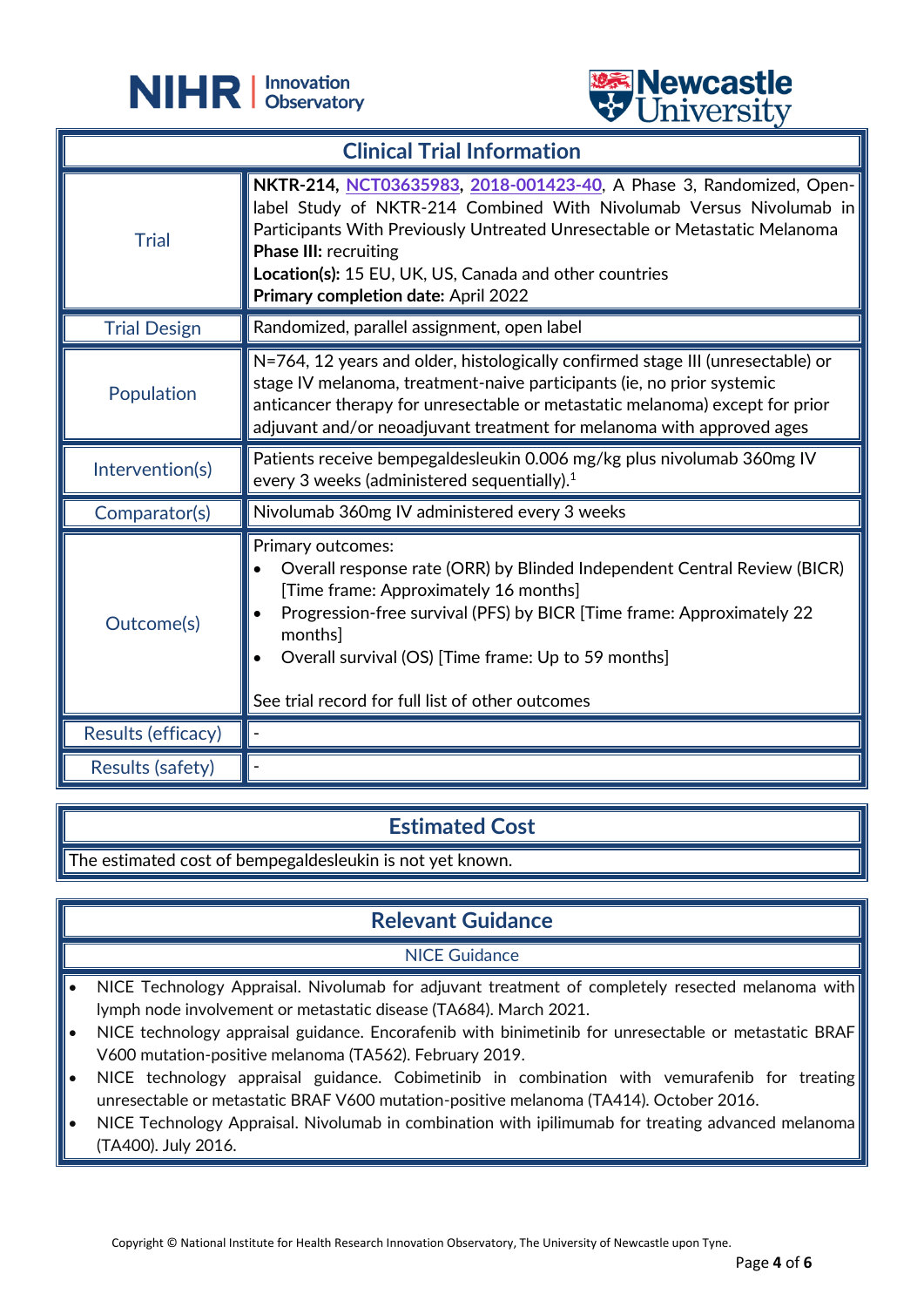## Clinical Trial Information

| | |
|---|---|
| Trial | **NKTR-214**, NCT03635983, 2018-001423-40, A Phase 3, Randomized, Open-label Study of NKTR-214 Combined With Nivolumab Versus Nivolumab in Participants With Previously Untreated Unresectable or Metastatic Melanoma<br>**Phase III:** recruiting<br>**Location(s):** 15 EU, UK, US, Canada and other countries<br>**Primary completion date:** April 2022 |
| Trial Design | Randomized, parallel assignment, open label |
| Population | N=764, 12 years and older, histologically confirmed stage III (unresectable) or stage IV melanoma, treatment-naive participants (ie, no prior systemic anticancer therapy for unresectable or metastatic melanoma) except for prior adjuvant and/or neoadjuvant treatment for melanoma with approved ages |
| Intervention(s) | Patients receive bempegaldesleukin 0.006 mg/kg plus nivolumab 360mg IV every 3 weeks (administered sequentially).[1] |
| Comparator(s) | Nivolumab 360mg IV administered every 3 weeks |
| Outcome(s) | Primary outcomes:<br>• Overall response rate (ORR) by Blinded Independent Central Review (BICR) [Time frame: Approximately 16 months]<br>• Progression-free survival (PFS) by BICR [Time frame: Approximately 22 months]<br>• Overall survival (OS) [Time frame: Up to 59 months]<br><br>See trial record for full list of other outcomes |
| Results (efficacy) | - |
| Results (safety) | - |

## Estimated Cost

The estimated cost of bempegaldesleukin is not yet known.

## Relevant Guidance

### NICE Guidance

- NICE Technology Appraisal. Nivolumab for adjuvant treatment of completely resected melanoma with lymph node involvement or metastatic disease (TA684). March 2021.
- NICE technology appraisal guidance. Encorafenib with binimetinib for unresectable or metastatic BRAF V600 mutation-positive melanoma (TA562). February 2019.
- NICE technology appraisal guidance. Cobimetinib in combination with vemurafenib for treating unresectable or metastatic BRAF V600 mutation-positive melanoma (TA414). October 2016.
- NICE Technology Appraisal. Nivolumab in combination with ipilimumab for treating advanced melanoma (TA400). July 2016.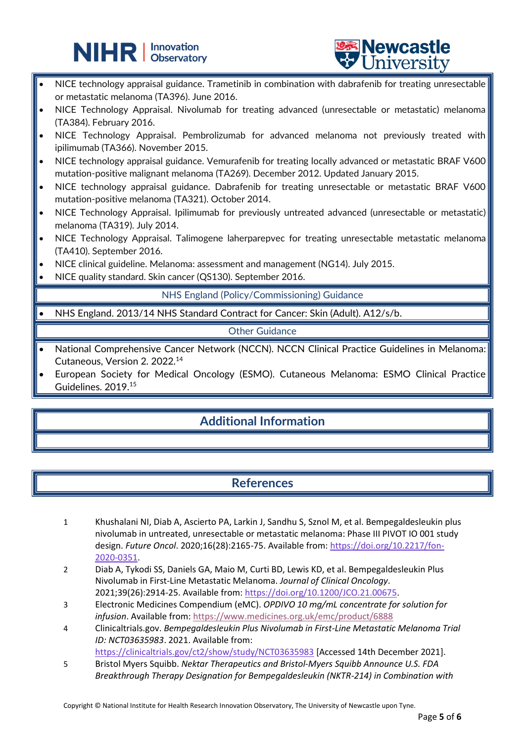- NICE technology appraisal guidance. Trametinib in combination with dabrafenib for treating unresectable or metastatic melanoma (TA396). June 2016.
- NICE Technology Appraisal. Nivolumab for treating advanced (unresectable or metastatic) melanoma (TA384). February 2016.
- NICE Technology Appraisal. Pembrolizumab for advanced melanoma not previously treated with ipilimumab (TA366). November 2015.
- NICE technology appraisal guidance. Vemurafenib for treating locally advanced or metastatic BRAF V600 mutation-positive malignant melanoma (TA269). December 2012. Updated January 2015.
- NICE technology appraisal guidance. Dabrafenib for treating unresectable or metastatic BRAF V600 mutation-positive melanoma (TA321). October 2014.
- NICE Technology Appraisal. Ipilimumab for previously untreated advanced (unresectable or metastatic) melanoma (TA319). July 2014.
- NICE Technology Appraisal. Talimogene laherparepvec for treating unresectable metastatic melanoma (TA410). September 2016.
- NICE clinical guideline. Melanoma: assessment and management (NG14). July 2015.
- NICE quality standard. Skin cancer (QS130). September 2016.

### NHS England (Policy/Commissioning) Guidance

- NHS England. 2013/14 NHS Standard Contract for Cancer: Skin (Adult). A12/s/b.

### Other Guidance

- National Comprehensive Cancer Network (NCCN). NCCN Clinical Practice Guidelines in Melanoma: Cutaneous, Version 2. 2022.[14]
- European Society for Medical Oncology (ESMO). Cutaneous Melanoma: ESMO Clinical Practice Guidelines. 2019.[15]

## Additional Information

## References

1. Khushalani NI, Diab A, Ascierto PA, Larkin J, Sandhu S, Sznol M, et al. Bempegaldesleukin plus nivolumab in untreated, unresectable or metastatic melanoma: Phase III PIVOT IO 001 study design. *Future Oncol*. 2020;16(28):2165-75. Available from: https://doi.org/10.2217/fon-2020-0351.
2. Diab A, Tykodi SS, Daniels GA, Maio M, Curti BD, Lewis KD, et al. Bempegaldesleukin Plus Nivolumab in First-Line Metastatic Melanoma. *Journal of Clinical Oncology*. 2021;39(26):2914-25. Available from: https://doi.org/10.1200/JCO.21.00675.
3. Electronic Medicines Compendium (eMC). *OPDIVO 10 mg/mL concentrate for solution for infusion*. Available from: https://www.medicines.org.uk/emc/product/6888
4. Clinicaltrials.gov. *Bempegaldesleukin Plus Nivolumab in First-Line Metastatic Melanoma Trial ID: NCT03635983*. 2021. Available from: https://clinicaltrials.gov/ct2/show/study/NCT03635983 [Accessed 14th December 2021].
5. Bristol Myers Squibb. *Nektar Therapeutics and Bristol-Myers Squibb Announce U.S. FDA Breakthrough Therapy Designation for Bempegaldesleukin (NKTR-214) in Combination with*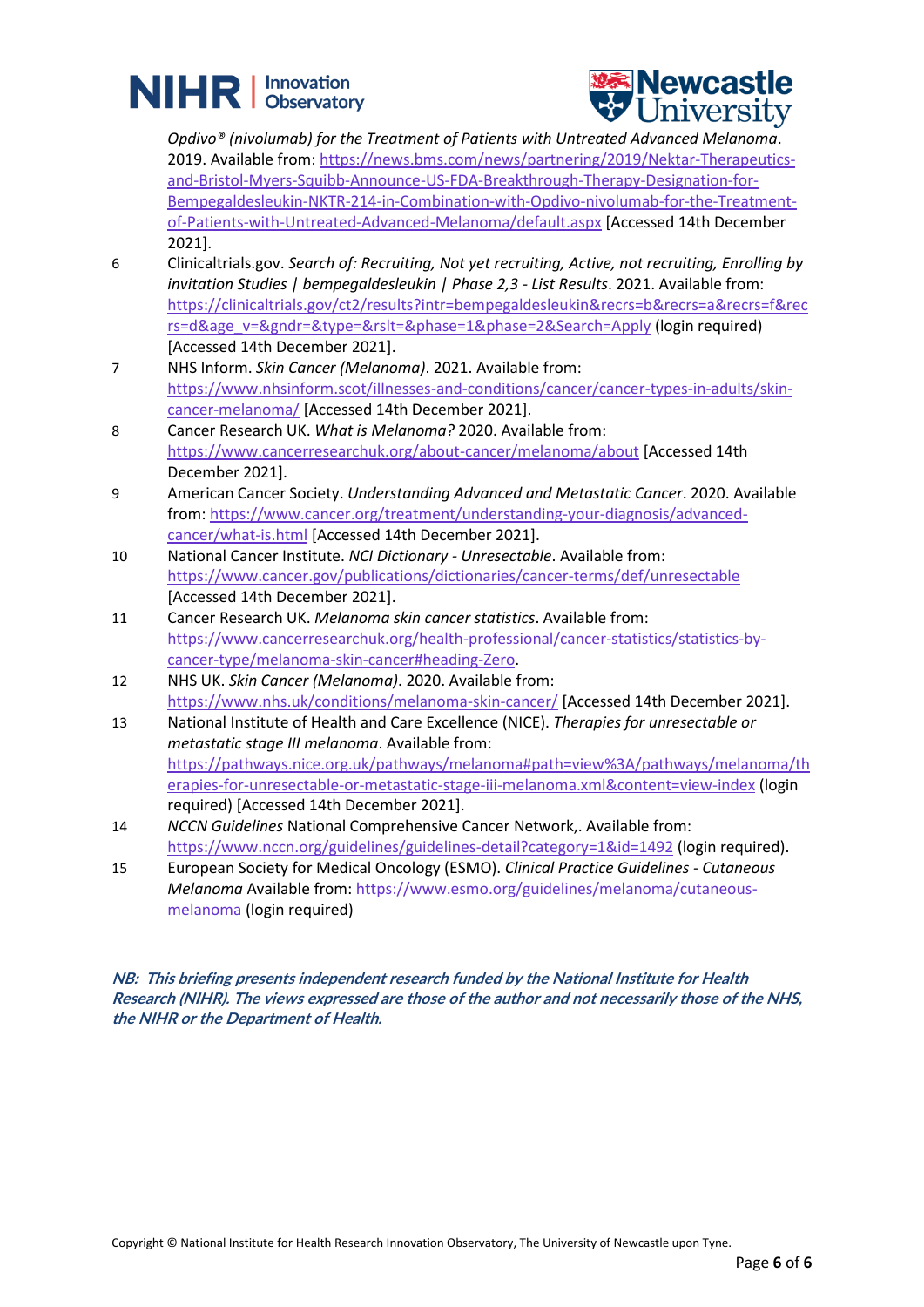*Opdivo® (nivolumab) for the Treatment of Patients with Untreated Advanced Melanoma*. 2019. Available from: https://news.bms.com/news/partnering/2019/Nektar-Therapeutics-and-Bristol-Myers-Squibb-Announce-US-FDA-Breakthrough-Therapy-Designation-for-Bempegaldesleukin-NKTR-214-in-Combination-with-Opdivo-nivolumab-for-the-Treatment-of-Patients-with-Untreated-Advanced-Melanoma/default.aspx [Accessed 14th December 2021].

6 Clinicaltrials.gov. *Search of: Recruiting, Not yet recruiting, Active, not recruiting, Enrolling by invitation Studies | bempegaldesleukin | Phase 2,3 - List Results*. 2021. Available from: https://clinicaltrials.gov/ct2/results?intr=bempegaldesleukin&recrs=b&recrs=a&recrs=f&recrs=d&age_v=&gndr=&type=&rslt=&phase=1&phase=2&Search=Apply (login required) [Accessed 14th December 2021].

7 NHS Inform. *Skin Cancer (Melanoma)*. 2021. Available from: https://www.nhsinform.scot/illnesses-and-conditions/cancer/cancer-types-in-adults/skin-cancer-melanoma/ [Accessed 14th December 2021].

8 Cancer Research UK. *What is Melanoma?* 2020. Available from: https://www.cancerresearchuk.org/about-cancer/melanoma/about [Accessed 14th December 2021].

9 American Cancer Society. *Understanding Advanced and Metastatic Cancer*. 2020. Available from: https://www.cancer.org/treatment/understanding-your-diagnosis/advanced-cancer/what-is.html [Accessed 14th December 2021].

10 National Cancer Institute. *NCI Dictionary - Unresectable*. Available from: https://www.cancer.gov/publications/dictionaries/cancer-terms/def/unresectable [Accessed 14th December 2021].

11 Cancer Research UK. *Melanoma skin cancer statistics*. Available from: https://www.cancerresearchuk.org/health-professional/cancer-statistics/statistics-by-cancer-type/melanoma-skin-cancer#heading-Zero.

12 NHS UK. *Skin Cancer (Melanoma)*. 2020. Available from: https://www.nhs.uk/conditions/melanoma-skin-cancer/ [Accessed 14th December 2021].

13 National Institute of Health and Care Excellence (NICE). *Therapies for unresectable or metastatic stage III melanoma*. Available from: https://pathways.nice.org.uk/pathways/melanoma#path=view%3A/pathways/melanoma/therapies-for-unresectable-or-metastatic-stage-iii-melanoma.xml&content=view-index (login required) [Accessed 14th December 2021].

14 *NCCN Guidelines* National Comprehensive Cancer Network,. Available from: https://www.nccn.org/guidelines/guidelines-detail?category=1&id=1492 (login required).

15 European Society for Medical Oncology (ESMO). *Clinical Practice Guidelines - Cutaneous Melanoma* Available from: https://www.esmo.org/guidelines/melanoma/cutaneous-melanoma (login required)

***NB: This briefing presents independent research funded by the National Institute for Health Research (NIHR). The views expressed are those of the author and not necessarily those of the NHS, the NIHR or the Department of Health.***

Copyright © National Institute for Health Research Innovation Observatory, The University of Newcastle upon Tyne.